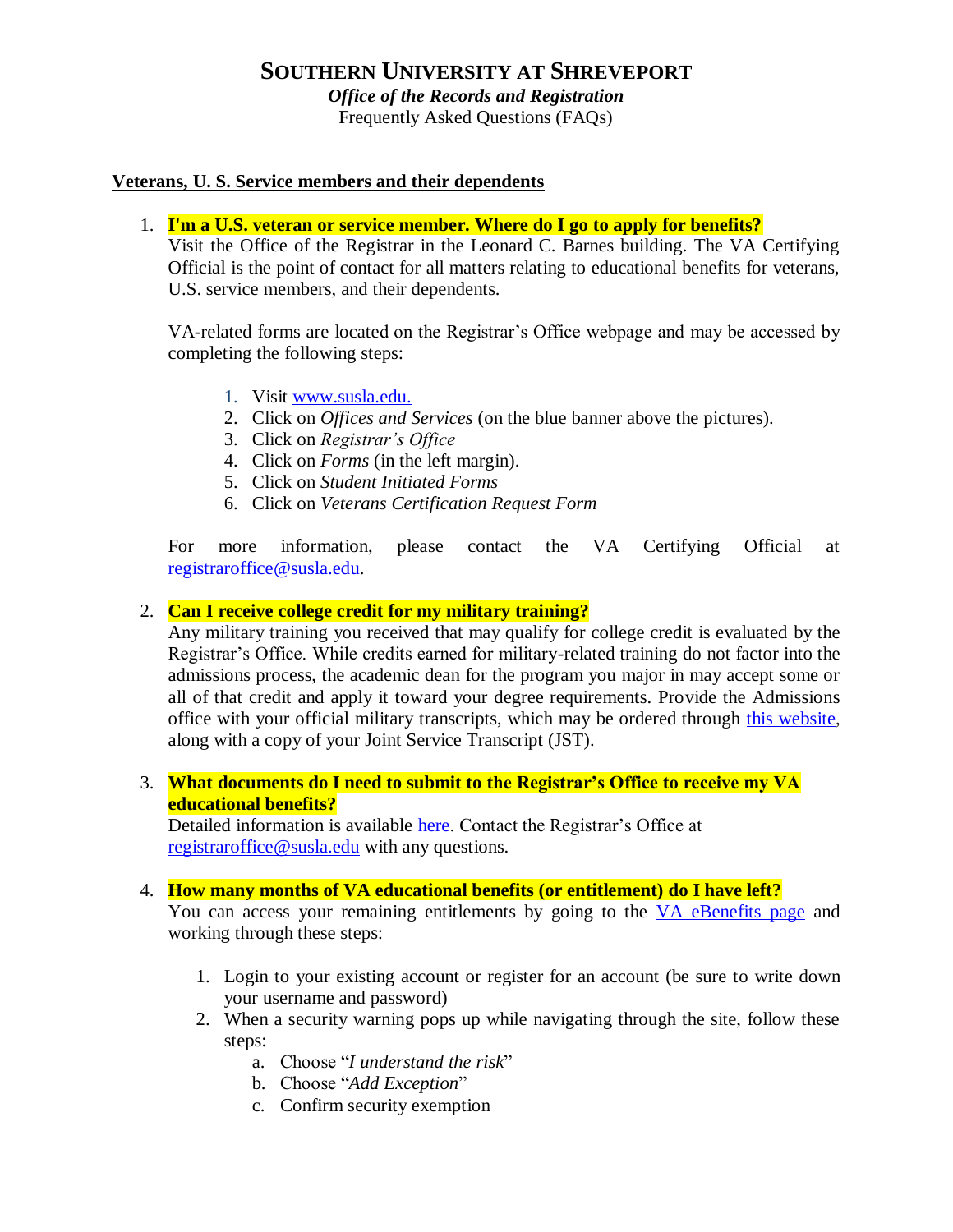# SOUTHERN UNIVERSITY AT SHREVEPORT

***Office of the Records and Registration***

Frequently Asked Questions (FAQs)

## Veterans, U. S. Service members and their dependents

1. **I'm a U.S. veteran or service member. Where do I go to apply for benefits?**
   Visit the Office of the Registrar in the Leonard C. Barnes building. The VA Certifying Official is the point of contact for all matters relating to educational benefits for veterans, U.S. service members, and their dependents.

   VA-related forms are located on the Registrar's Office webpage and may be accessed by completing the following steps:

   1. Visit [www.susla.edu.](www.susla.edu)
   2. Click on *Offices and Services* (on the blue banner above the pictures).
   3. Click on *Registrar's Office*
   4. Click on *Forms* (in the left margin).
   5. Click on *Student Initiated Forms*
   6. Click on *Veterans Certification Request Form*

   For more information, please contact the VA Certifying Official at [registraroffice@susla.edu](mailto:registraroffice@susla.edu).

2. **Can I receive college credit for my military training?**
   Any military training you received that may qualify for college credit is evaluated by the Registrar's Office. While credits earned for military-related training do not factor into the admissions process, the academic dean for the program you major in may accept some or all of that credit and apply it toward your degree requirements. Provide the Admissions office with your official military transcripts, which may be ordered through this website, along with a copy of your Joint Service Transcript (JST).

3. **What documents do I need to submit to the Registrar's Office to receive my VA educational benefits?**
   Detailed information is available here. Contact the Registrar's Office at [registraroffice@susla.edu](mailto:registraroffice@susla.edu) with any questions.

4. **How many months of VA educational benefits (or entitlement) do I have left?**
   You can access your remaining entitlements by going to the VA eBenefits page and working through these steps:

   1. Login to your existing account or register for an account (be sure to write down your username and password)
   2. When a security warning pops up while navigating through the site, follow these steps:
      a. Choose "*I understand the risk*"
      b. Choose "*Add Exception*"
      c. Confirm security exemption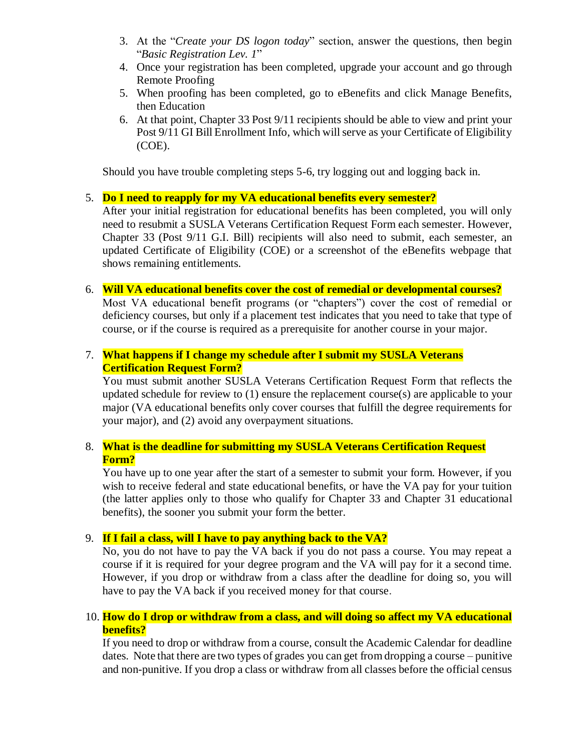3. At the "*Create your DS logon today*" section, answer the questions, then begin "*Basic Registration Lev. 1*"
4. Once your registration has been completed, upgrade your account and go through Remote Proofing
5. When proofing has been completed, go to eBenefits and click Manage Benefits, then Education
6. At that point, Chapter 33 Post 9/11 recipients should be able to view and print your Post 9/11 GI Bill Enrollment Info, which will serve as your Certificate of Eligibility (COE).

Should you have trouble completing steps 5-6, try logging out and logging back in.

5. **Do I need to reapply for my VA educational benefits every semester?**
   After your initial registration for educational benefits has been completed, you will only need to resubmit a SUSLA Veterans Certification Request Form each semester. However, Chapter 33 (Post 9/11 G.I. Bill) recipients will also need to submit, each semester, an updated Certificate of Eligibility (COE) or a screenshot of the eBenefits webpage that shows remaining entitlements.

6. **Will VA educational benefits cover the cost of remedial or developmental courses?**
   Most VA educational benefit programs (or "chapters") cover the cost of remedial or deficiency courses, but only if a placement test indicates that you need to take that type of course, or if the course is required as a prerequisite for another course in your major.

7. **What happens if I change my schedule after I submit my SUSLA Veterans Certification Request Form?**
   You must submit another SUSLA Veterans Certification Request Form that reflects the updated schedule for review to (1) ensure the replacement course(s) are applicable to your major (VA educational benefits only cover courses that fulfill the degree requirements for your major), and (2) avoid any overpayment situations.

8. **What is the deadline for submitting my SUSLA Veterans Certification Request Form?**
   You have up to one year after the start of a semester to submit your form. However, if you wish to receive federal and state educational benefits, or have the VA pay for your tuition (the latter applies only to those who qualify for Chapter 33 and Chapter 31 educational benefits), the sooner you submit your form the better.

9. **If I fail a class, will I have to pay anything back to the VA?**
   No, you do not have to pay the VA back if you do not pass a course. You may repeat a course if it is required for your degree program and the VA will pay for it a second time. However, if you drop or withdraw from a class after the deadline for doing so, you will have to pay the VA back if you received money for that course.

10. **How do I drop or withdraw from a class, and will doing so affect my VA educational benefits?**
    If you need to drop or withdraw from a course, consult the Academic Calendar for deadline dates. Note that there are two types of grades you can get from dropping a course – punitive and non-punitive. If you drop a class or withdraw from all classes before the official census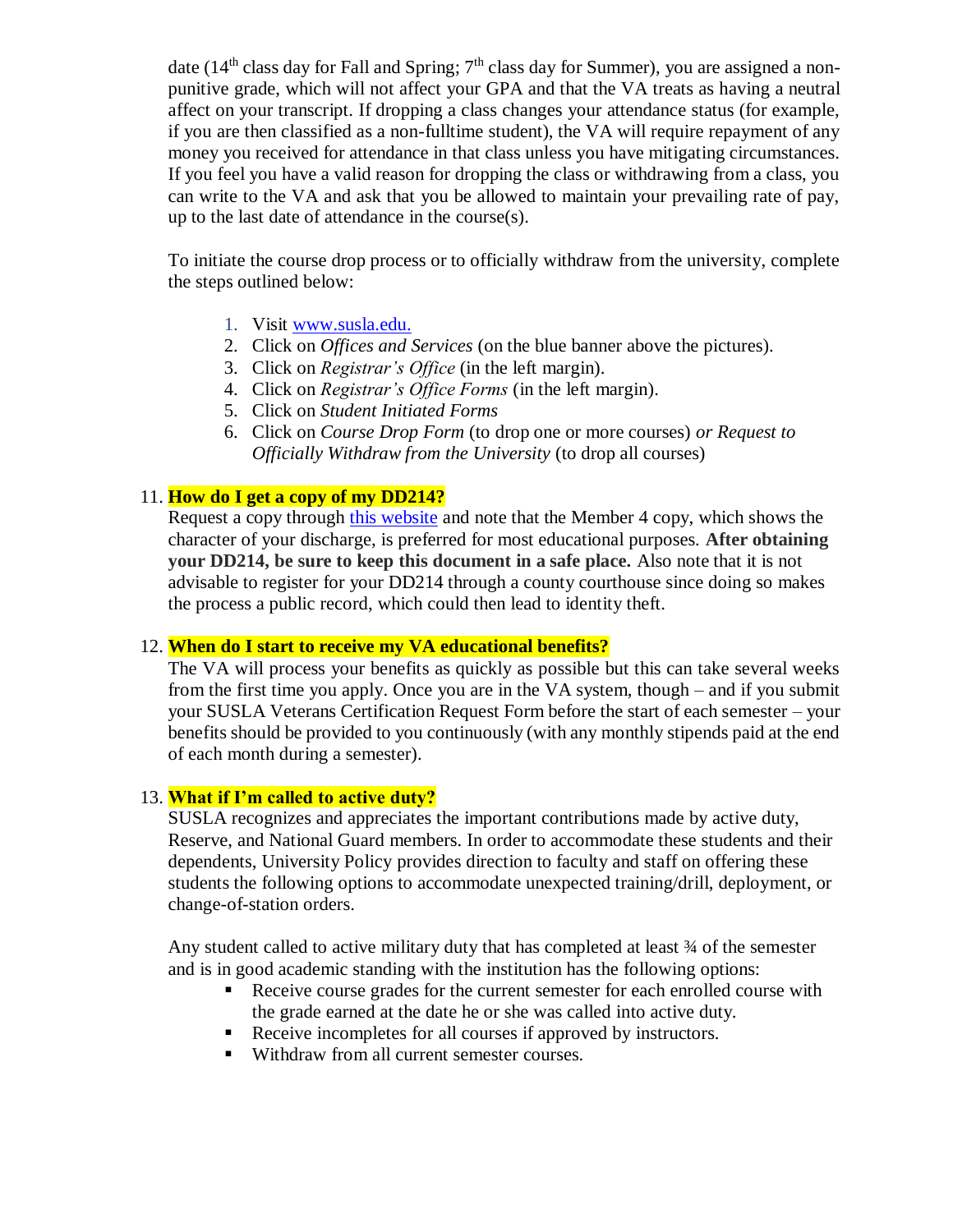date (14th class day for Fall and Spring; 7th class day for Summer), you are assigned a non-punitive grade, which will not affect your GPA and that the VA treats as having a neutral affect on your transcript. If dropping a class changes your attendance status (for example, if you are then classified as a non-fulltime student), the VA will require repayment of any money you received for attendance in that class unless you have mitigating circumstances. If you feel you have a valid reason for dropping the class or withdrawing from a class, you can write to the VA and ask that you be allowed to maintain your prevailing rate of pay, up to the last date of attendance in the course(s).

To initiate the course drop process or to officially withdraw from the university, complete the steps outlined below:

1. Visit [www.susla.edu.](www.susla.edu.)
2. Click on *Offices and Services* (on the blue banner above the pictures).
3. Click on *Registrar's Office* (in the left margin).
4. Click on *Registrar's Office Forms* (in the left margin).
5. Click on *Student Initiated Forms*
6. Click on *Course Drop Form* (to drop one or more courses) *or Request to Officially Withdraw from the University* (to drop all courses)

11. **How do I get a copy of my DD214?**
    Request a copy through [this website]() and note that the Member 4 copy, which shows the character of your discharge, is preferred for most educational purposes. **After obtaining your DD214, be sure to keep this document in a safe place.** Also note that it is not advisable to register for your DD214 through a county courthouse since doing so makes the process a public record, which could then lead to identity theft.

12. **When do I start to receive my VA educational benefits?**
    The VA will process your benefits as quickly as possible but this can take several weeks from the first time you apply. Once you are in the VA system, though – and if you submit your SUSLA Veterans Certification Request Form before the start of each semester – your benefits should be provided to you continuously (with any monthly stipends paid at the end of each month during a semester).

13. **What if I'm called to active duty?**
    SUSLA recognizes and appreciates the important contributions made by active duty, Reserve, and National Guard members. In order to accommodate these students and their dependents, University Policy provides direction to faculty and staff on offering these students the following options to accommodate unexpected training/drill, deployment, or change-of-station orders.

    Any student called to active military duty that has completed at least ¾ of the semester and is in good academic standing with the institution has the following options:

    - Receive course grades for the current semester for each enrolled course with the grade earned at the date he or she was called into active duty.
    - Receive incompletes for all courses if approved by instructors.
    - Withdraw from all current semester courses.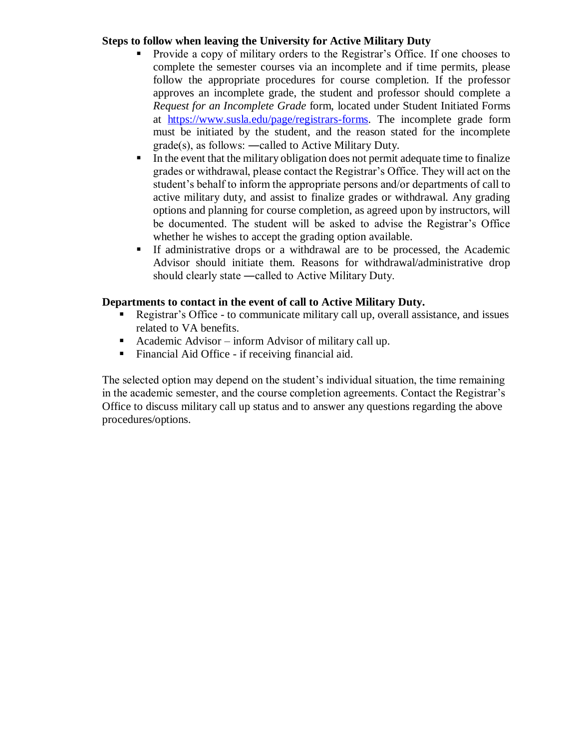**Steps to follow when leaving the University for Active Military Duty**

- Provide a copy of military orders to the Registrar's Office. If one chooses to complete the semester courses via an incomplete and if time permits, please follow the appropriate procedures for course completion. If the professor approves an incomplete grade, the student and professor should complete a *Request for an Incomplete Grade* form, located under Student Initiated Forms at https://www.susla.edu/page/registrars-forms. The incomplete grade form must be initiated by the student, and the reason stated for the incomplete grade(s), as follows: ―called to Active Military Duty.
- In the event that the military obligation does not permit adequate time to finalize grades or withdrawal, please contact the Registrar's Office. They will act on the student's behalf to inform the appropriate persons and/or departments of call to active military duty, and assist to finalize grades or withdrawal. Any grading options and planning for course completion, as agreed upon by instructors, will be documented. The student will be asked to advise the Registrar's Office whether he wishes to accept the grading option available.
- If administrative drops or a withdrawal are to be processed, the Academic Advisor should initiate them. Reasons for withdrawal/administrative drop should clearly state ―called to Active Military Duty.

**Departments to contact in the event of call to Active Military Duty.**

- Registrar's Office - to communicate military call up, overall assistance, and issues related to VA benefits.
- Academic Advisor – inform Advisor of military call up.
- Financial Aid Office - if receiving financial aid.

The selected option may depend on the student's individual situation, the time remaining in the academic semester, and the course completion agreements. Contact the Registrar's Office to discuss military call up status and to answer any questions regarding the above procedures/options.